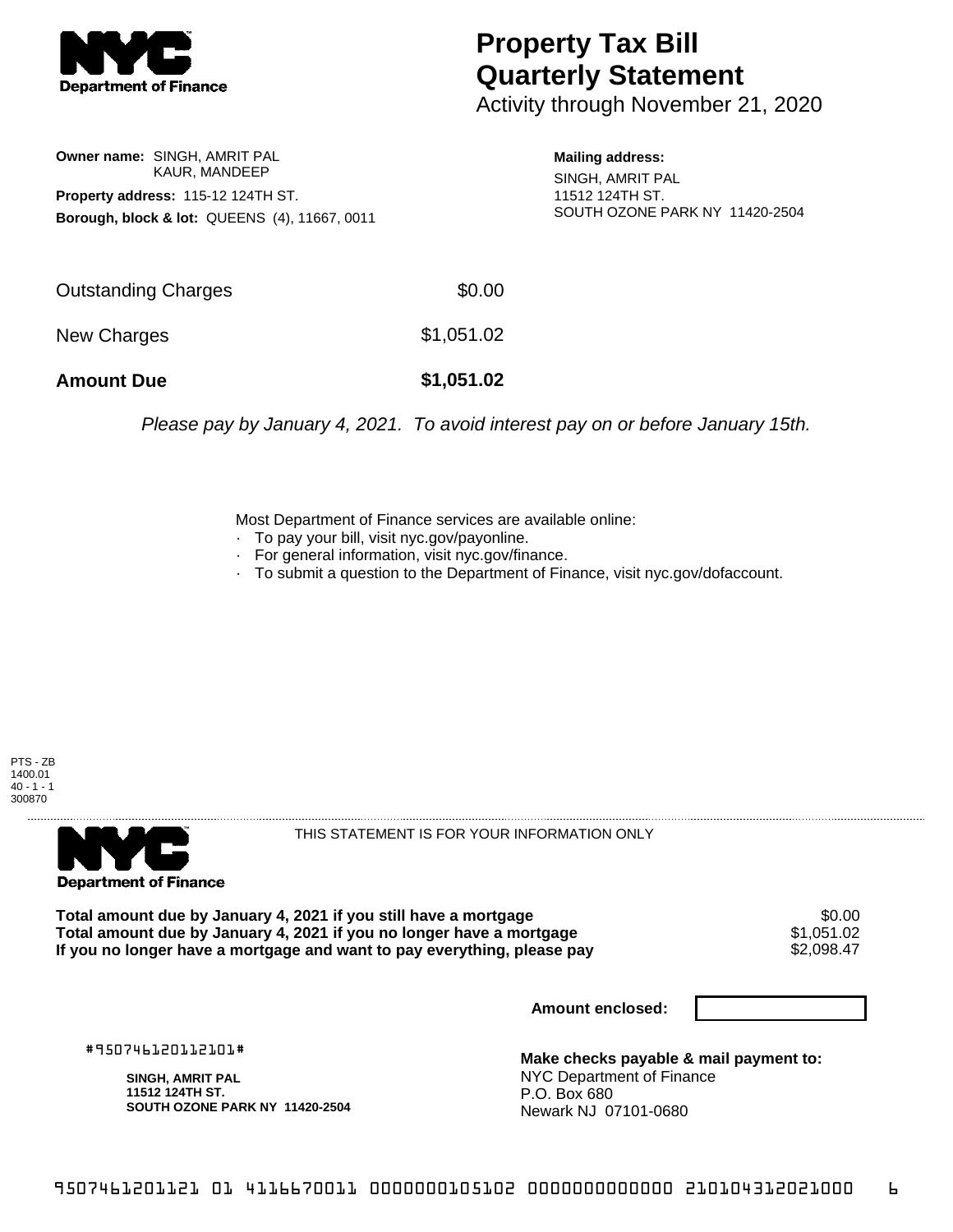**NYC Department of Finance**

# Property Tax Bill Quarterly Statement

Activity through November 21, 2020

**Owner name:** SINGH, AMRIT PAL
KAUR, MANDEEP

**Property address:** 115-12 124TH ST.

**Borough, block & lot:** QUEENS (4), 11667, 0011

**Mailing address:**
SINGH, AMRIT PAL
11512 124TH ST.
SOUTH OZONE PARK NY 11420-2504

| | |
|---|---|
| Outstanding Charges | $0.00 |
| New Charges | $1,051.02 |
| **Amount Due** | **$1,051.02** |

*Please pay by January 4, 2021. To avoid interest pay on or before January 15th.*

Most Department of Finance services are available online:
- To pay your bill, visit nyc.gov/payonline.
- For general information, visit nyc.gov/finance.
- To submit a question to the Department of Finance, visit nyc.gov/dofaccount.

PTS - ZB
1400.01
40 - 1 - 1
300870

---

**NYC Department of Finance**

THIS STATEMENT IS FOR YOUR INFORMATION ONLY

| | |
|---|---|
| **Total amount due by January 4, 2021 if you still have a mortgage** | $0.00 |
| **Total amount due by January 4, 2021 if you no longer have a mortgage** | $1,051.02 |
| **If you no longer have a mortgage and want to pay everything, please pay** | $2,098.47 |

**Amount enclosed:**

#950746120112101#

**SINGH, AMRIT PAL**
**11512 124TH ST.**
**SOUTH OZONE PARK NY 11420-2504**

**Make checks payable & mail payment to:**
NYC Department of Finance
P.O. Box 680
Newark NJ 07101-0680

9507461201121 01 4116670011 0000000105102 0000000000000 210104312021000 6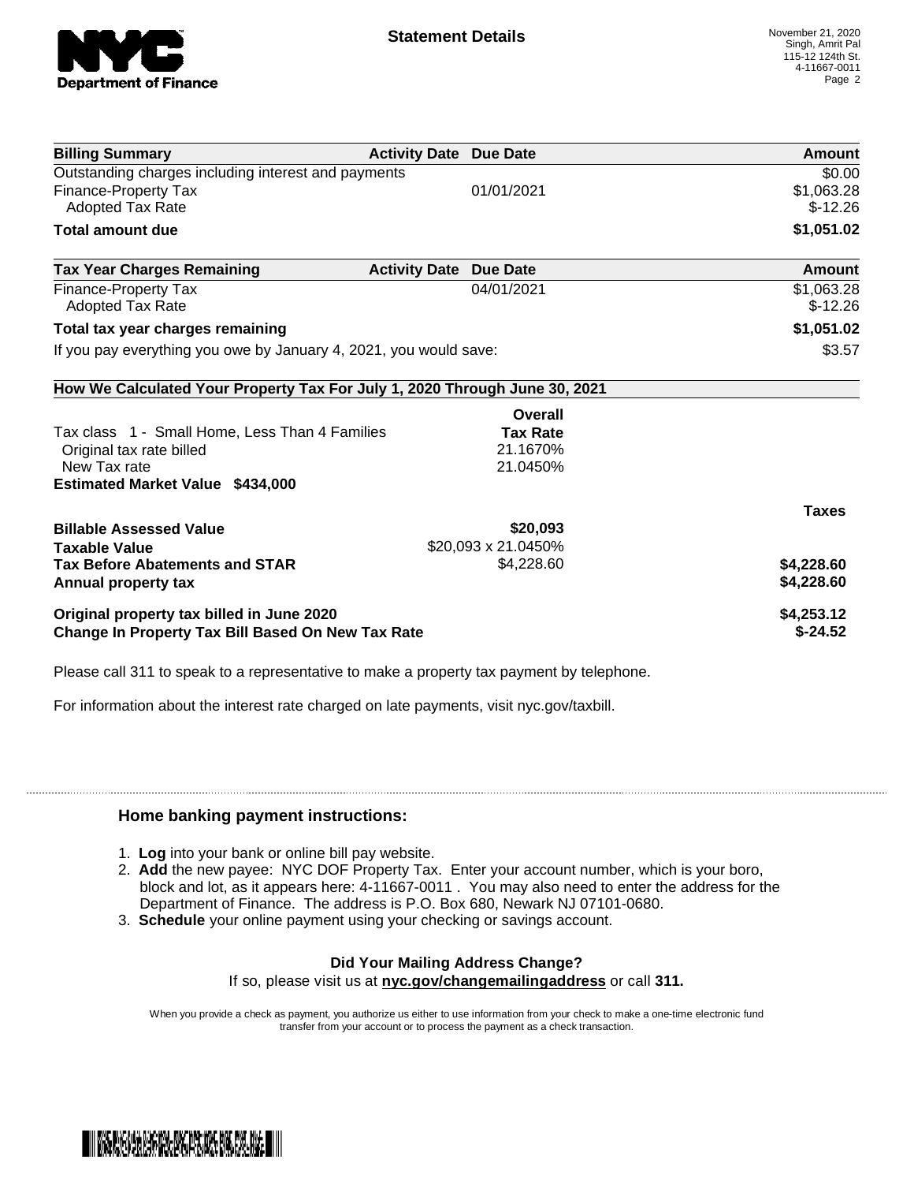**Statement Details**

November 21, 2020
Singh, Amrit Pal
115-12 124th St.
4-11667-0011

| Billing Summary | Activity Date | Due Date | Amount |
|---|---|---|---|
| Outstanding charges including interest and payments | | | $0.00 |
| Finance-Property Tax | | 01/01/2021 | $1,063.28 |
| Adopted Tax Rate | | | $-12.26 |
| **Total amount due** | | | **$1,051.02** |

| Tax Year Charges Remaining | Activity Date | Due Date | Amount |
|---|---|---|---|
| Finance-Property Tax | | 04/01/2021 | $1,063.28 |
| Adopted Tax Rate | | | $-12.26 |
| **Total tax year charges remaining** | | | **$1,051.02** |
| If you pay everything you owe by January 4, 2021, you would save: | | | $3.57 |

**How We Calculated Your Property Tax For July 1, 2020 Through June 30, 2021**

| | Overall Tax Rate | Taxes |
|---|---|---|
| Tax class 1 - Small Home, Less Than 4 Families | | |
| Original tax rate billed | 21.1670% | |
| New Tax rate | 21.0450% | |
| **Estimated Market Value $434,000** | | |
| **Billable Assessed Value** | **$20,093** | |
| **Taxable Value** | $20,093 x 21.0450% | |
| **Tax Before Abatements and STAR** | $4,228.60 | **$4,228.60** |
| **Annual property tax** | | **$4,228.60** |
| **Original property tax billed in June 2020** | | **$4,253.12** |
| **Change In Property Tax Bill Based On New Tax Rate** | | **$-24.52** |

Please call 311 to speak to a representative to make a property tax payment by telephone.

For information about the interest rate charged on late payments, visit nyc.gov/taxbill.

## Home banking payment instructions:

1. **Log** into your bank or online bill pay website.
2. **Add** the new payee: NYC DOF Property Tax. Enter your account number, which is your boro, block and lot, as it appears here: 4-11667-0011 . You may also need to enter the address for the Department of Finance. The address is P.O. Box 680, Newark NJ 07101-0680.
3. **Schedule** your online payment using your checking or savings account.

**Did Your Mailing Address Change?**
If so, please visit us at **nyc.gov/changemailingaddress** or call **311.**

When you provide a check as payment, you authorize us either to use information from your check to make a one-time electronic fund transfer from your account or to process the payment as a check transaction.